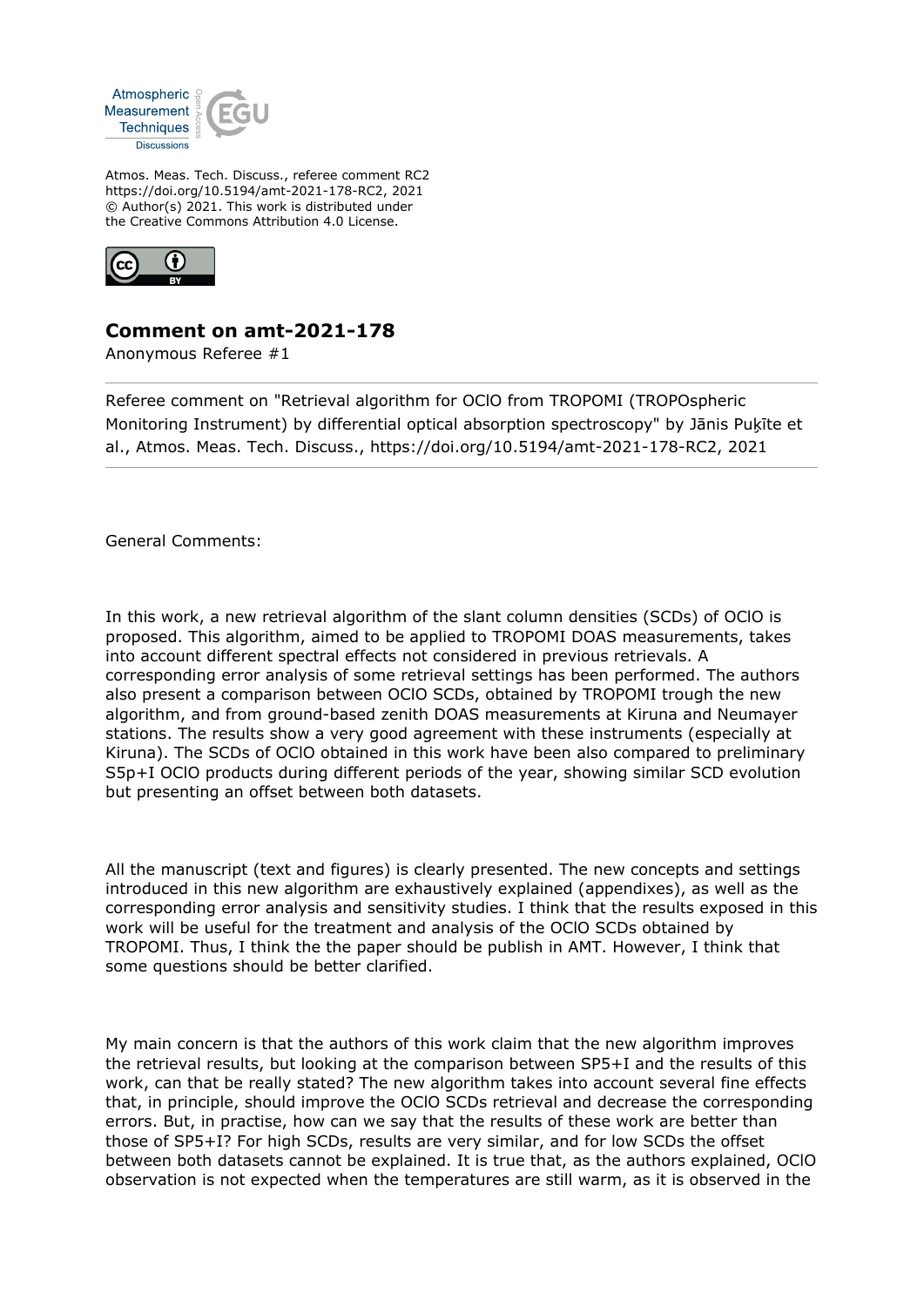Atmos. Meas. Tech. Discuss., referee comment RC2
https://doi.org/10.5194/amt-2021-178-RC2, 2021
© Author(s) 2021. This work is distributed under
the Creative Commons Attribution 4.0 License.

## Comment on amt-2021-178

Anonymous Referee #1

---

Referee comment on "Retrieval algorithm for OClO from TROPOMI (TROPOspheric Monitoring Instrument) by differential optical absorption spectroscopy" by Jānis Puķīte et al., Atmos. Meas. Tech. Discuss., https://doi.org/10.5194/amt-2021-178-RC2, 2021

---

General Comments:

In this work, a new retrieval algorithm of the slant column densities (SCDs) of OClO is proposed. This algorithm, aimed to be applied to TROPOMI DOAS measurements, takes into account different spectral effects not considered in previous retrievals. A corresponding error analysis of some retrieval settings has been performed. The authors also present a comparison between OClO SCDs, obtained by TROPOMI trough the new algorithm, and from ground-based zenith DOAS measurements at Kiruna and Neumayer stations. The results show a very good agreement with these instruments (especially at Kiruna). The SCDs of OClO obtained in this work have been also compared to preliminary S5p+I OClO products during different periods of the year, showing similar SCD evolution but presenting an offset between both datasets.

All the manuscript (text and figures) is clearly presented. The new concepts and settings introduced in this new algorithm are exhaustively explained (appendixes), as well as the corresponding error analysis and sensitivity studies. I think that the results exposed in this work will be useful for the treatment and analysis of the OClO SCDs obtained by TROPOMI. Thus, I think the the paper should be publish in AMT. However, I think that some questions should be better clarified.

My main concern is that the authors of this work claim that the new algorithm improves the retrieval results, but looking at the comparison between SP5+I and the results of this work, can that be really stated? The new algorithm takes into account several fine effects that, in principle, should improve the OClO SCDs retrieval and decrease the corresponding errors. But, in practise, how can we say that the results of these work are better than those of SP5+I? For high SCDs, results are very similar, and for low SCDs the offset between both datasets cannot be explained. It is true that, as the authors explained, OClO observation is not expected when the temperatures are still warm, as it is observed in the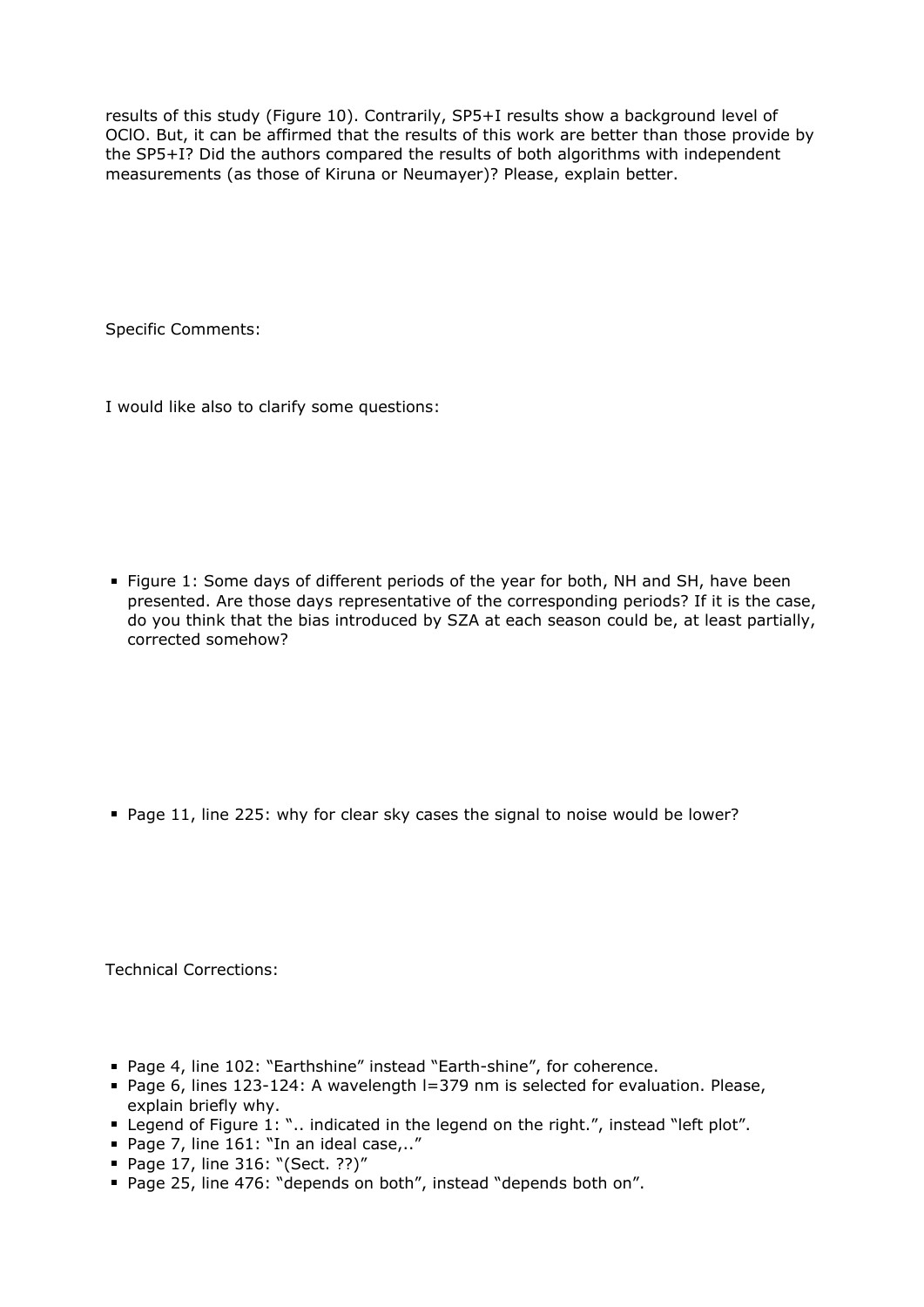results of this study (Figure 10). Contrarily, SP5+I results show a background level of OClO. But, it can be affirmed that the results of this work are better than those provide by the SP5+I? Did the authors compared the results of both algorithms with independent measurements (as those of Kiruna or Neumayer)? Please, explain better.

Specific Comments:

I would like also to clarify some questions:

- Figure 1: Some days of different periods of the year for both, NH and SH, have been presented. Are those days representative of the corresponding periods? If it is the case, do you think that the bias introduced by SZA at each season could be, at least partially, corrected somehow?

- Page 11, line 225: why for clear sky cases the signal to noise would be lower?

Technical Corrections:

- Page 4, line 102: "Earthshine" instead "Earth-shine", for coherence.
- Page 6, lines 123-124: A wavelength l=379 nm is selected for evaluation. Please, explain briefly why.
- Legend of Figure 1: ".. indicated in the legend on the right.", instead "left plot".
- Page 7, line 161: "In an ideal case,.."
- Page 17, line 316: "(Sect. ??)"
- Page 25, line 476: "depends on both", instead "depends both on".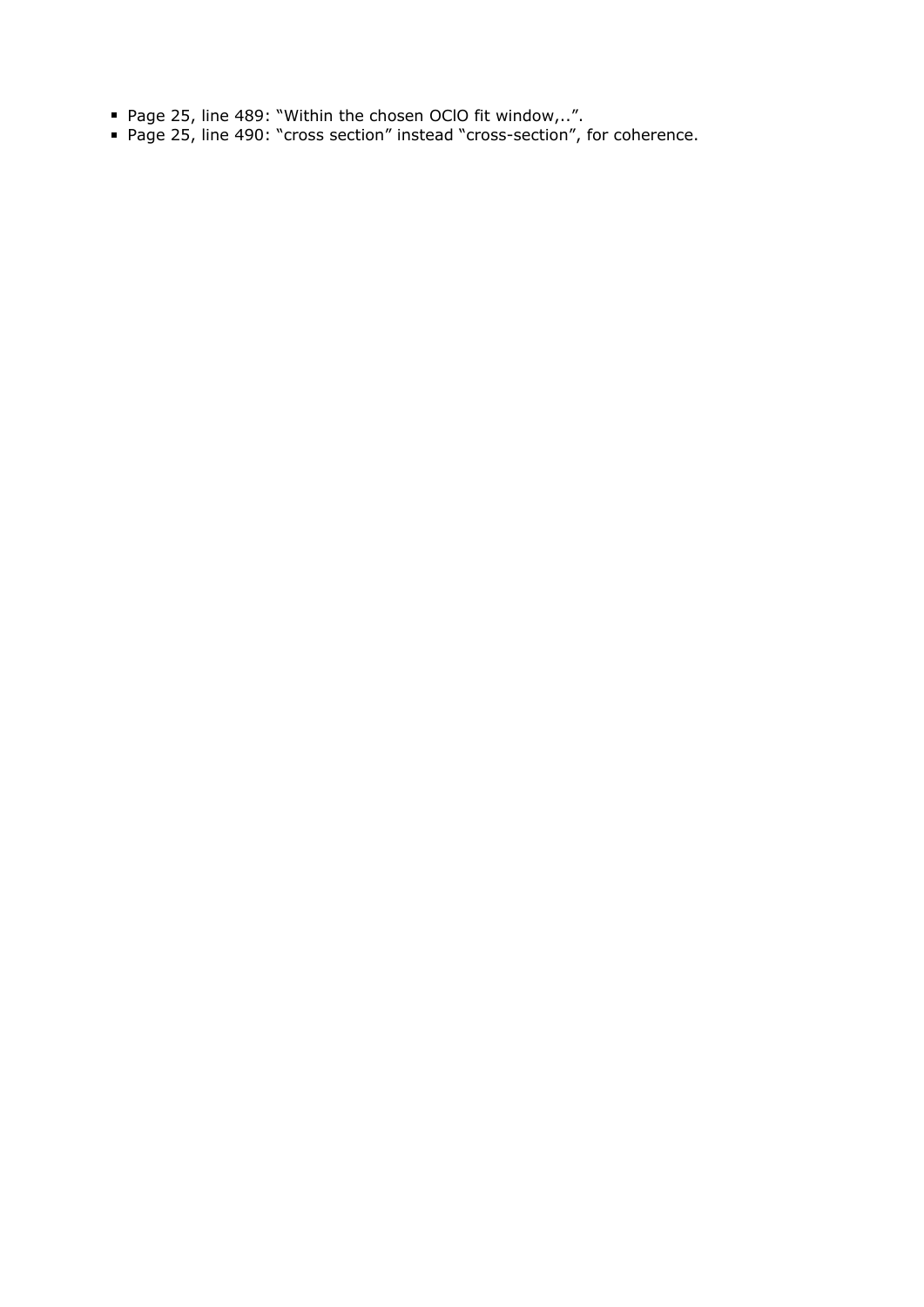- Page 25, line 489: “Within the chosen OClO fit window,..”.
- Page 25, line 490: “cross section” instead “cross-section”, for coherence.